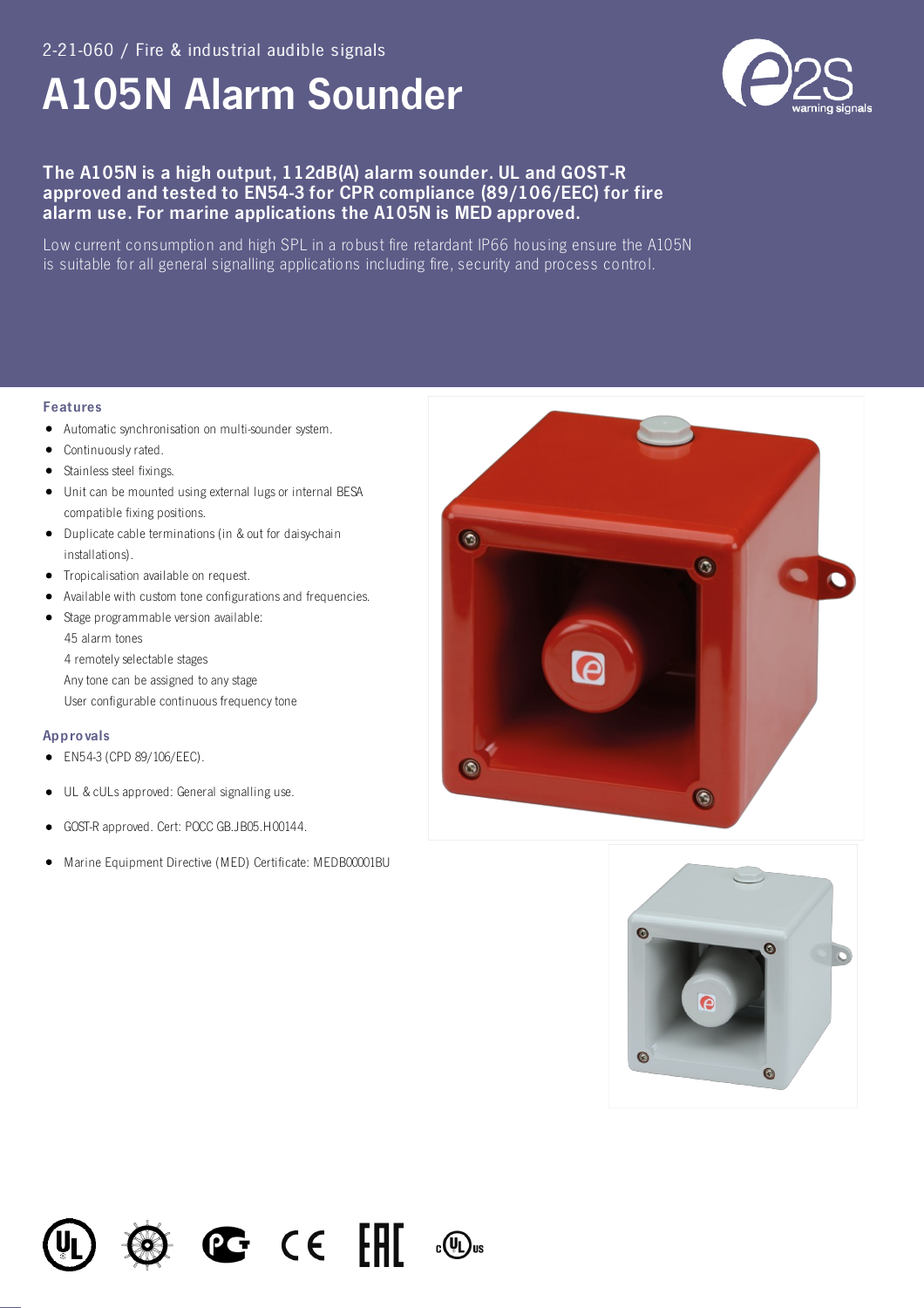2-21-060 / Fire & industrial audible signals

# A105N Alarm Sounder

**The A105N is a high output, 112dB(A) alarm sounder. UL and GOST-R approved and tested to EN54-3 for CPR compliance (89/106/EEC) for fire alarm use. For marine applications the A105N is MED approved.**

Low current consumption and high SPL in a robust fire retardant IP66 housing ensure the A105N is suitable for all general signalling applications including fire, security and process control.

## Features

- Automatic synchronisation on multi-sounder system.
- Continuously rated.
- Stainless steel fixings.
- Unit can be mounted using external lugs or internal BESA compatible fixing positions.
- Duplicate cable terminations (in & out for daisy-chain installations).
- Tropicalisation available on request.
- Available with custom tone configurations and frequencies.
- Stage programmable version available:
  45 alarm tones
  4 remotely selectable stages
  Any tone can be assigned to any stage
  User configurable continuous frequency tone

## Approvals

- EN54-3 (CPD 89/106/EEC).
- UL & cULs approved: General signalling use.
- GOST-R approved. Cert: POCC GB.JB05.H00144.
- Marine Equipment Directive (MED) Certificate: MEDB00001BU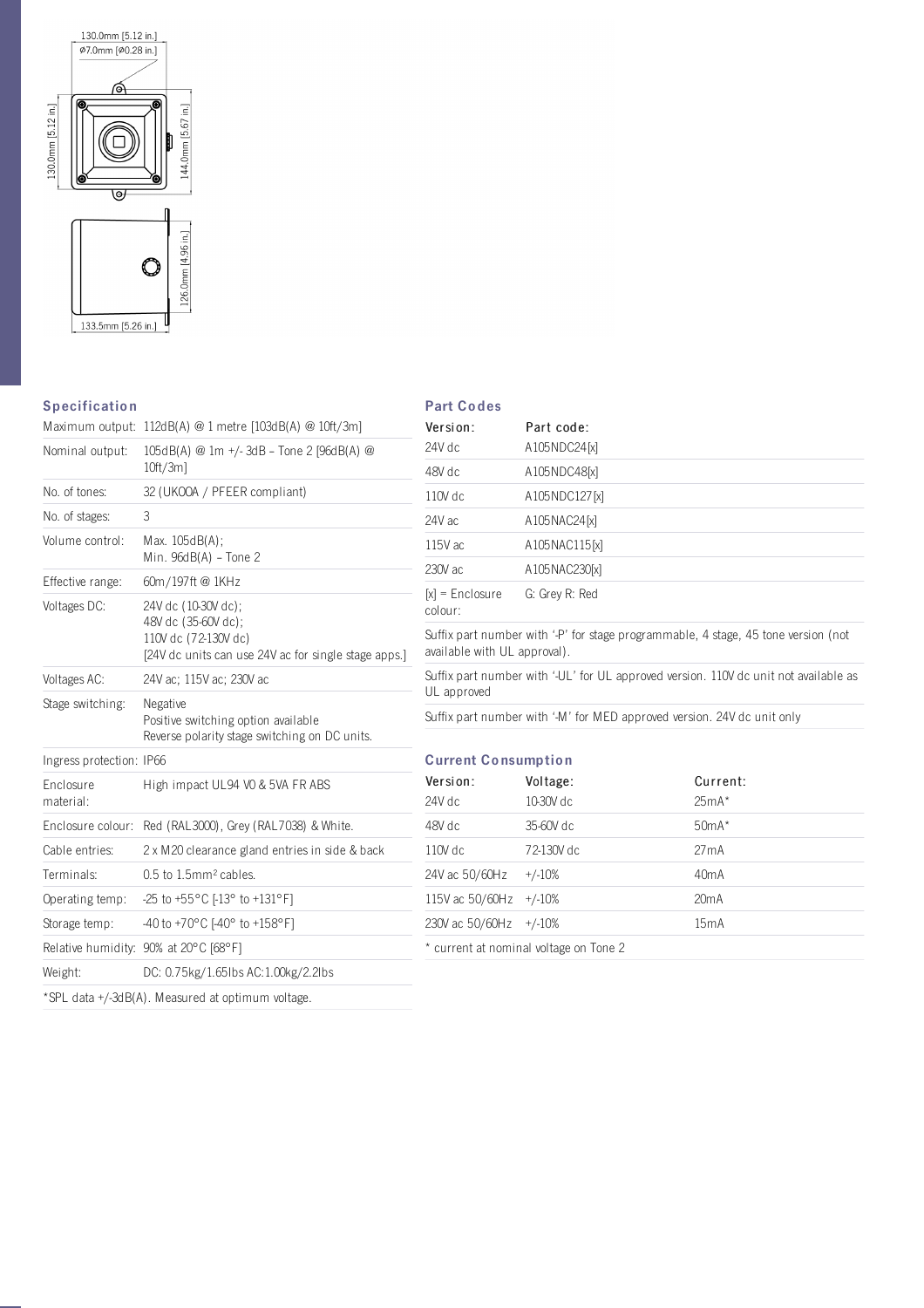130.0mm [5.12 in.]
Ø7.0mm [Ø0.28 in.]
130.0mm [5.12 in.]
144.0mm [5.67 in.]
126.0mm [4.96 in.]
133.5mm [5.26 in.]

## Specification

| | |
|---|---|
| Maximum output: | 112dB(A) @ 1 metre [103dB(A) @ 10ft/3m] |
| Nominal output: | 105dB(A) @ 1m +/- 3dB – Tone 2 [96dB(A) @ 10ft/3m] |
| No. of tones: | 32 (UKOOA / PFEER compliant) |
| No. of stages: | 3 |
| Volume control: | Max. 105dB(A);<br>Min. 96dB(A) – Tone 2 |
| Effective range: | 60m/197ft @ 1KHz |
| Voltages DC: | 24V dc (10-30V dc);<br>48V dc (35-60V dc);<br>110V dc (72-130V dc)<br>[24V dc units can use 24V ac for single stage apps.] |
| Voltages AC: | 24V ac; 115V ac; 230V ac |
| Stage switching: | Negative<br>Positive switching option available<br>Reverse polarity stage switching on DC units. |
| Ingress protection: | IP66 |
| Enclosure material: | High impact UL94 V0 & 5VA FR ABS |
| Enclosure colour: | Red (RAL3000), Grey (RAL7038) & White. |
| Cable entries: | 2 x M20 clearance gland entries in side & back |
| Terminals: | 0.5 to 1.5mm² cables. |
| Operating temp: | -25 to +55°C [-13° to +131°F] |
| Storage temp: | -40 to +70°C [-40° to +158°F] |
| Relative humidity: | 90% at 20°C [68°F] |
| Weight: | DC: 0.75kg/1.65lbs AC:1.00kg/2.2lbs |

*SPL data +/-3dB(A). Measured at optimum voltage.

## Part Codes

| Version: | Part code: |
|---|---|
| 24V dc | A105NDC24[x] |
| 48V dc | A105NDC48[x] |
| 110V dc | A105NDC127[x] |
| 24V ac | A105NAC24[x] |
| 115V ac | A105NAC115[x] |
| 230V ac | A105NAC230[x] |
| [x] = Enclosure colour: | G: Grey R: Red |

Suffix part number with '-P' for stage programmable, 4 stage, 45 tone version (not available with UL approval).

Suffix part number with '-UL' for UL approved version. 110V dc unit not available as UL approved

Suffix part number with '-M' for MED approved version. 24V dc unit only

## Current Consumption

| Version: | Voltage: | Current: |
|---|---|---|
| 24V dc | 10-30V dc | 25mA* |
| 48V dc | 35-60V dc | 50mA* |
| 110V dc | 72-130V dc | 27mA |
| 24V ac 50/60Hz | +/-10% | 40mA |
| 115V ac 50/60Hz | +/-10% | 20mA |
| 230V ac 50/60Hz | +/-10% | 15mA |

* current at nominal voltage on Tone 2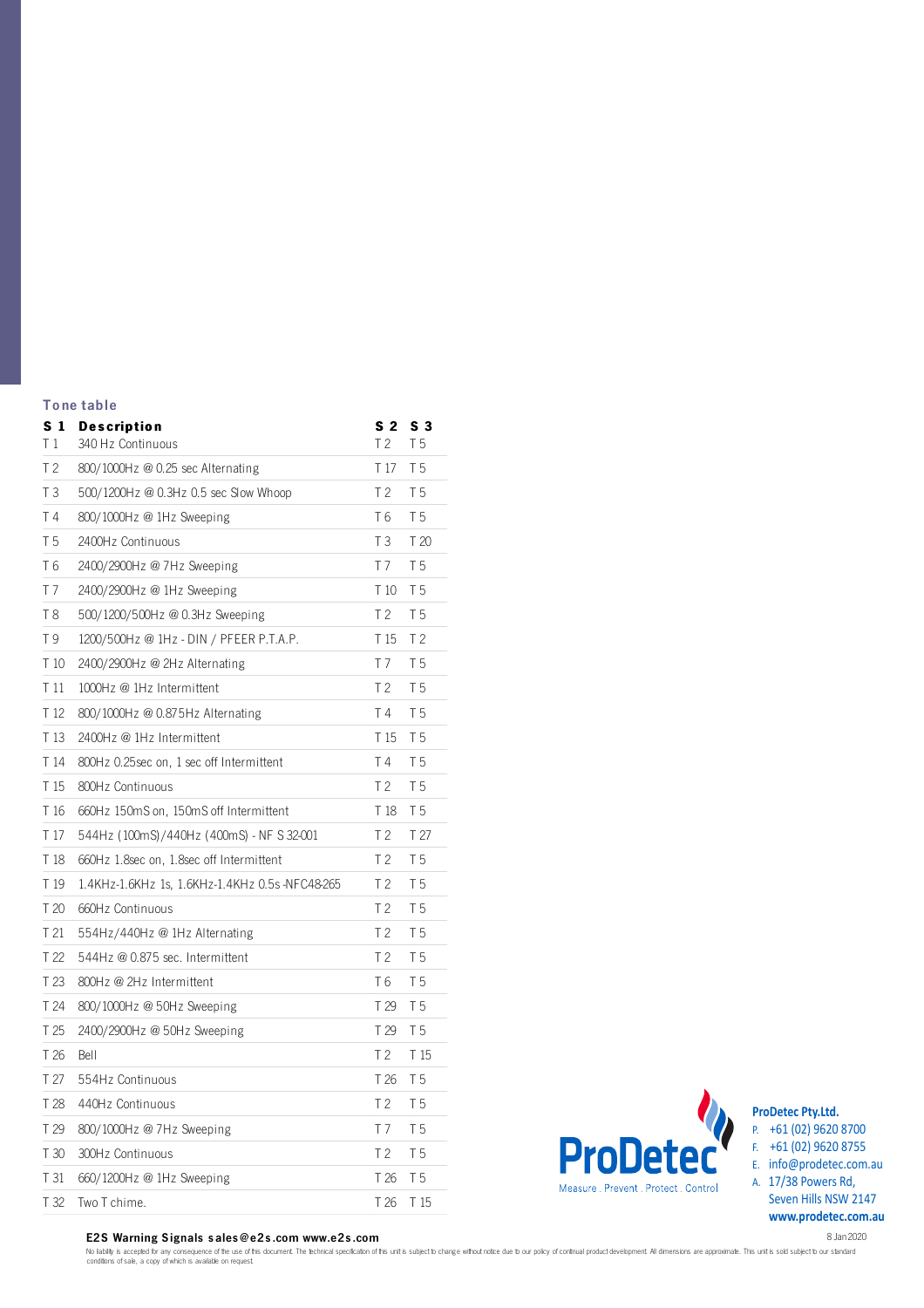## Tone table

| S 1 | Description | S 2 | S 3 |
|---|---|---|---|
| T 1 | 340 Hz Continuous | T 2 | T 5 |
| T 2 | 800/1000Hz @ 0.25 sec Alternating | T 17 | T 5 |
| T 3 | 500/1200Hz @ 0.3Hz 0.5 sec Slow Whoop | T 2 | T 5 |
| T 4 | 800/1000Hz @ 1Hz Sweeping | T 6 | T 5 |
| T 5 | 2400Hz Continuous | T 3 | T 20 |
| T 6 | 2400/2900Hz @ 7Hz Sweeping | T 7 | T 5 |
| T 7 | 2400/2900Hz @ 1Hz Sweeping | T 10 | T 5 |
| T 8 | 500/1200/500Hz @ 0.3Hz Sweeping | T 2 | T 5 |
| T 9 | 1200/500Hz @ 1Hz - DIN / PFEER P.T.A.P. | T 15 | T 2 |
| T 10 | 2400/2900Hz @ 2Hz Alternating | T 7 | T 5 |
| T 11 | 1000Hz @ 1Hz Intermittent | T 2 | T 5 |
| T 12 | 800/1000Hz @ 0.875Hz Alternating | T 4 | T 5 |
| T 13 | 2400Hz @ 1Hz Intermittent | T 15 | T 5 |
| T 14 | 800Hz 0.25sec on, 1 sec off Intermittent | T 4 | T 5 |
| T 15 | 800Hz Continuous | T 2 | T 5 |
| T 16 | 660Hz 150mS on, 150mS off Intermittent | T 18 | T 5 |
| T 17 | 544Hz (100mS)/440Hz (400mS) - NF S 32-001 | T 2 | T 27 |
| T 18 | 660Hz 1.8sec on, 1.8sec off Intermittent | T 2 | T 5 |
| T 19 | 1.4KHz-1.6KHz 1s, 1.6KHz-1.4KHz 0.5s -NFC48-265 | T 2 | T 5 |
| T 20 | 660Hz Continuous | T 2 | T 5 |
| T 21 | 554Hz/440Hz @ 1Hz Alternating | T 2 | T 5 |
| T 22 | 544Hz @ 0.875 sec. Intermittent | T 2 | T 5 |
| T 23 | 800Hz @ 2Hz Intermittent | T 6 | T 5 |
| T 24 | 800/1000Hz @ 50Hz Sweeping | T 29 | T 5 |
| T 25 | 2400/2900Hz @ 50Hz Sweeping | T 29 | T 5 |
| T 26 | Bell | T 2 | T 15 |
| T 27 | 554Hz Continuous | T 26 | T 5 |
| T 28 | 440Hz Continuous | T 2 | T 5 |
| T 29 | 800/1000Hz @ 7Hz Sweeping | T 7 | T 5 |
| T 30 | 300Hz Continuous | T 2 | T 5 |
| T 31 | 660/1200Hz @ 1Hz Sweeping | T 26 | T 5 |
| T 32 | Two T chime. | T 26 | T 15 |

ProDetec
Measure . Prevent . Protect . Control

**ProDetec Pty.Ltd.**
P. +61 (02) 9620 8700
F. +61 (02) 9620 8755
E. info@prodetec.com.au
A. 17/38 Powers Rd, Seven Hills NSW 2147
**www.prodetec.com.au**

**E2S Warning Signals sales@e2s.com www.e2s.com**

8 Jan 2020

No liability is accepted for any consequence of the use of this document. The technical specification of this unit is subject to change without notice due to our policy of continual product development. All dimensions are approximate. This unit is sold subject to our standard conditions of sale, a copy of which is available on request.